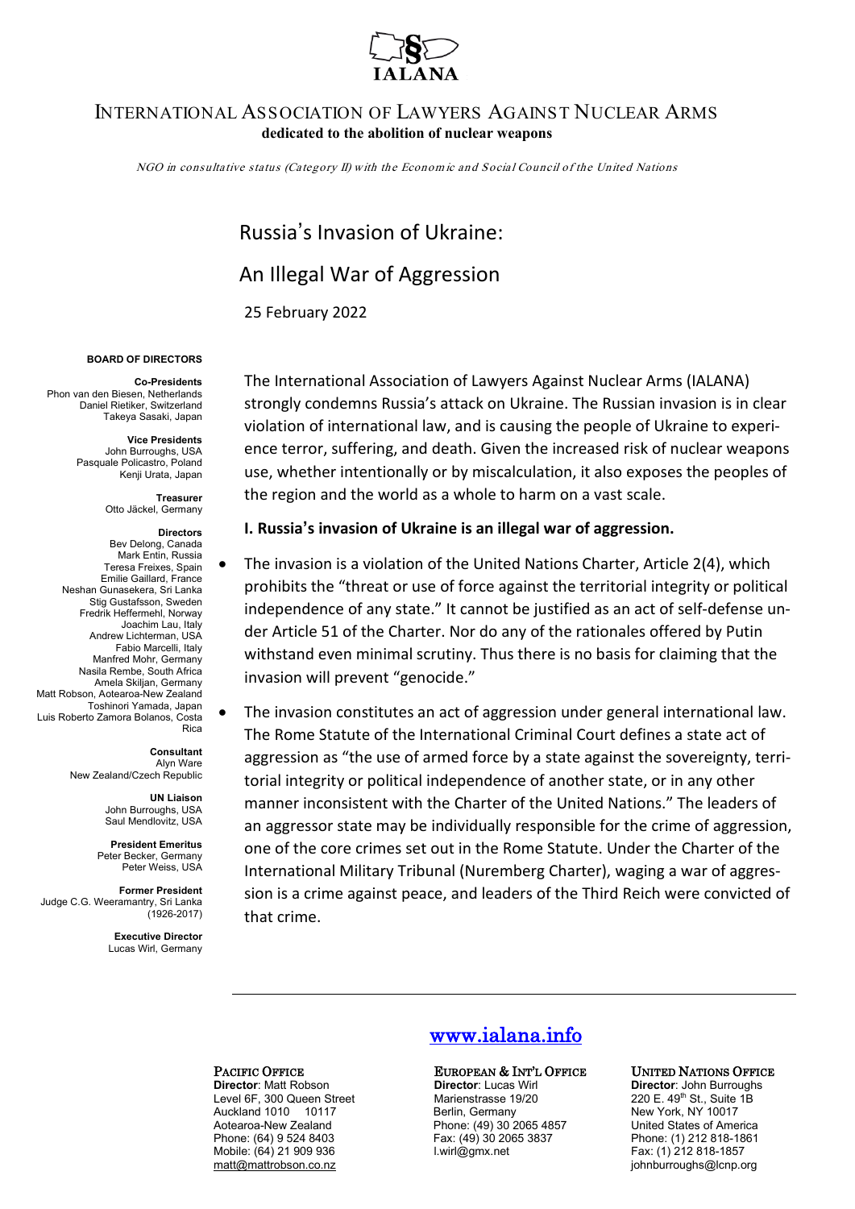IALANA

# INTERNATIONAL ASSOCIATION OF LAWYERS AGAINST NUCLEAR ARMS

**dedicated to the abolition of nuclear weapons**

*NGO in consultative status (Category II) with the Economic and Social Council of the United Nations*

## Russia's Invasion of Ukraine:

## An Illegal War of Aggression

25 February 2022

**BOARD OF DIRECTORS**

**Co-Presidents**
Phon van den Biesen, Netherlands
Daniel Rietiker, Switzerland
Takeya Sasaki, Japan

**Vice Presidents**
John Burroughs, USA
Pasquale Policastro, Poland
Kenji Urata, Japan

**Treasurer**
Otto Jäckel, Germany

**Directors**
Bev Delong, Canada
Mark Entin, Russia
Teresa Freixes, Spain
Emilie Gaillard, France
Neshan Gunasekera, Sri Lanka
Stig Gustafsson, Sweden
Fredrik Heffermehl, Norway
Joachim Lau, Italy
Andrew Lichterman, USA
Fabio Marcelli, Italy
Manfred Mohr, Germany
Nasila Rembe, South Africa
Amela Skiljan, Germany
Matt Robson, Aotearoa-New Zealand
Toshinori Yamada, Japan
Luis Roberto Zamora Bolanos, Costa Rica

**Consultant**
Alyn Ware
New Zealand/Czech Republic

**UN Liaison**
John Burroughs, USA
Saul Mendlovitz, USA

**President Emeritus**
Peter Becker, Germany
Peter Weiss, USA

**Former President**
Judge C.G. Weeramantry, Sri Lanka (1926-2017)

**Executive Director**
Lucas Wirl, Germany

The International Association of Lawyers Against Nuclear Arms (IALANA) strongly condemns Russia's attack on Ukraine. The Russian invasion is in clear violation of international law, and is causing the people of Ukraine to experience terror, suffering, and death. Given the increased risk of nuclear weapons use, whether intentionally or by miscalculation, it also exposes the peoples of the region and the world as a whole to harm on a vast scale.

**I. Russia's invasion of Ukraine is an illegal war of aggression.**

- The invasion is a violation of the United Nations Charter, Article 2(4), which prohibits the "threat or use of force against the territorial integrity or political independence of any state." It cannot be justified as an act of self-defense under Article 51 of the Charter. Nor do any of the rationales offered by Putin withstand even minimal scrutiny. Thus there is no basis for claiming that the invasion will prevent "genocide."
- The invasion constitutes an act of aggression under general international law. The Rome Statute of the International Criminal Court defines a state act of aggression as "the use of armed force by a state against the sovereignty, territorial integrity or political independence of another state, or in any other manner inconsistent with the Charter of the United Nations." The leaders of an aggressor state may be individually responsible for the crime of aggression, one of the core crimes set out in the Rome Statute. Under the Charter of the International Military Tribunal (Nuremberg Charter), waging a war of aggression is a crime against peace, and leaders of the Third Reich were convicted of that crime.

www.ialana.info

**PACIFIC OFFICE**
**Director**: Matt Robson
Level 6F, 300 Queen Street
Auckland 1010 10117
Aotearoa-New Zealand
Phone: (64) 9 524 8403
Mobile: (64) 21 909 936
matt@mattrobson.co.nz

**EUROPEAN & INT'L OFFICE**
**Director**: Lucas Wirl
Marienstrasse 19/20
Berlin, Germany
Phone: (49) 30 2065 4857
Fax: (49) 30 2065 3837
l.wirl@gmx.net

**UNITED NATIONS OFFICE**
**Director**: John Burroughs
220 E. 49th St., Suite 1B
New York, NY 10017
United States of America
Phone: (1) 212 818-1861
Fax: (1) 212 818-1857
johnburroughs@lcnp.org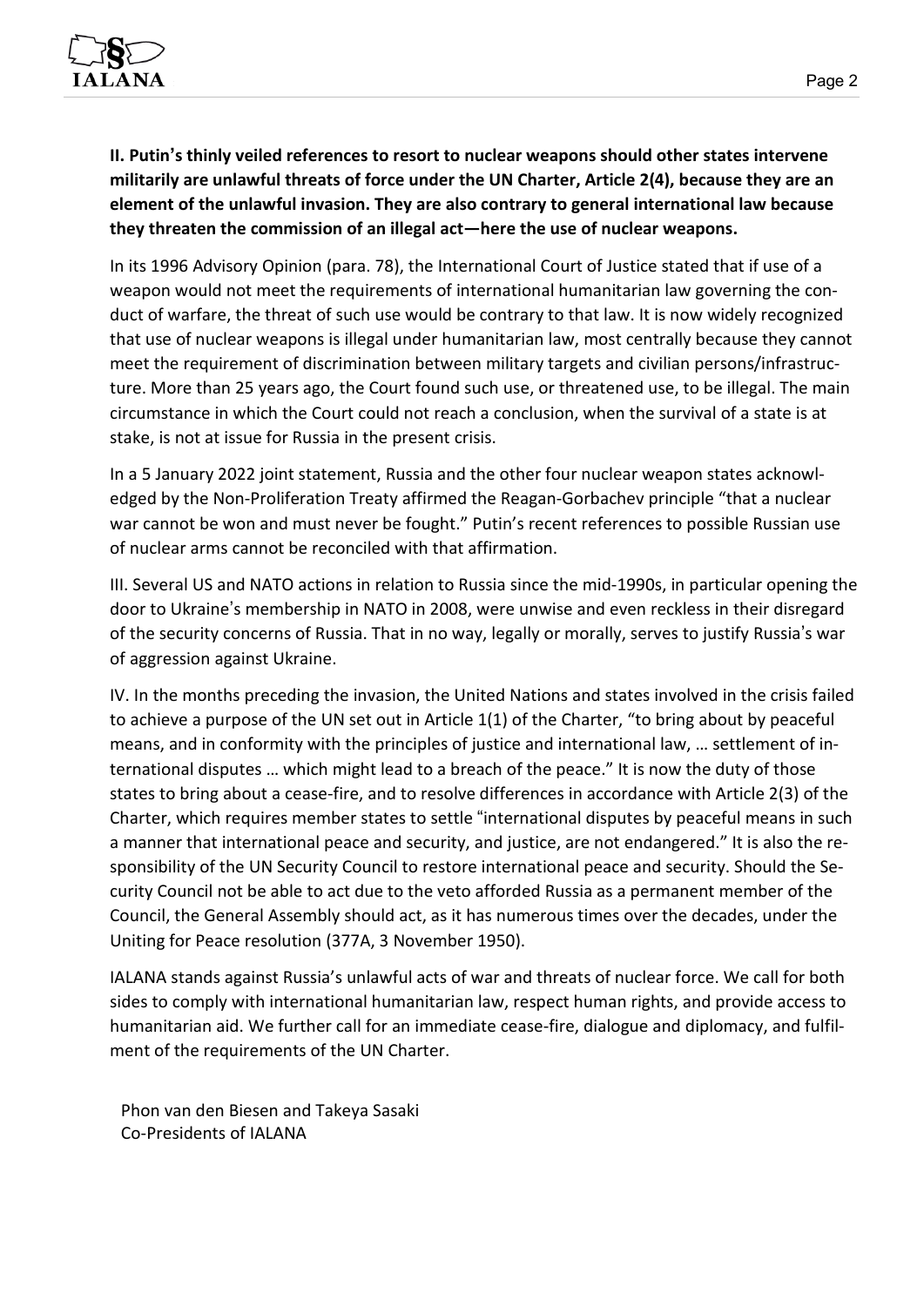**II. Putin's thinly veiled references to resort to nuclear weapons should other states intervene militarily are unlawful threats of force under the UN Charter, Article 2(4), because they are an element of the unlawful invasion. They are also contrary to general international law because they threaten the commission of an illegal act—here the use of nuclear weapons.**

In its 1996 Advisory Opinion (para. 78), the International Court of Justice stated that if use of a weapon would not meet the requirements of international humanitarian law governing the conduct of warfare, the threat of such use would be contrary to that law. It is now widely recognized that use of nuclear weapons is illegal under humanitarian law, most centrally because they cannot meet the requirement of discrimination between military targets and civilian persons/infrastructure. More than 25 years ago, the Court found such use, or threatened use, to be illegal. The main circumstance in which the Court could not reach a conclusion, when the survival of a state is at stake, is not at issue for Russia in the present crisis.

In a 5 January 2022 joint statement, Russia and the other four nuclear weapon states acknowledged by the Non-Proliferation Treaty affirmed the Reagan-Gorbachev principle "that a nuclear war cannot be won and must never be fought." Putin's recent references to possible Russian use of nuclear arms cannot be reconciled with that affirmation.

III. Several US and NATO actions in relation to Russia since the mid-1990s, in particular opening the door to Ukraine's membership in NATO in 2008, were unwise and even reckless in their disregard of the security concerns of Russia. That in no way, legally or morally, serves to justify Russia's war of aggression against Ukraine.

IV. In the months preceding the invasion, the United Nations and states involved in the crisis failed to achieve a purpose of the UN set out in Article 1(1) of the Charter, "to bring about by peaceful means, and in conformity with the principles of justice and international law, … settlement of international disputes … which might lead to a breach of the peace." It is now the duty of those states to bring about a cease-fire, and to resolve differences in accordance with Article 2(3) of the Charter, which requires member states to settle "international disputes by peaceful means in such a manner that international peace and security, and justice, are not endangered." It is also the responsibility of the UN Security Council to restore international peace and security. Should the Security Council not be able to act due to the veto afforded Russia as a permanent member of the Council, the General Assembly should act, as it has numerous times over the decades, under the Uniting for Peace resolution (377A, 3 November 1950).

IALANA stands against Russia's unlawful acts of war and threats of nuclear force. We call for both sides to comply with international humanitarian law, respect human rights, and provide access to humanitarian aid. We further call for an immediate cease-fire, dialogue and diplomacy, and fulfilment of the requirements of the UN Charter.

Phon van den Biesen and Takeya Sasaki
Co-Presidents of IALANA